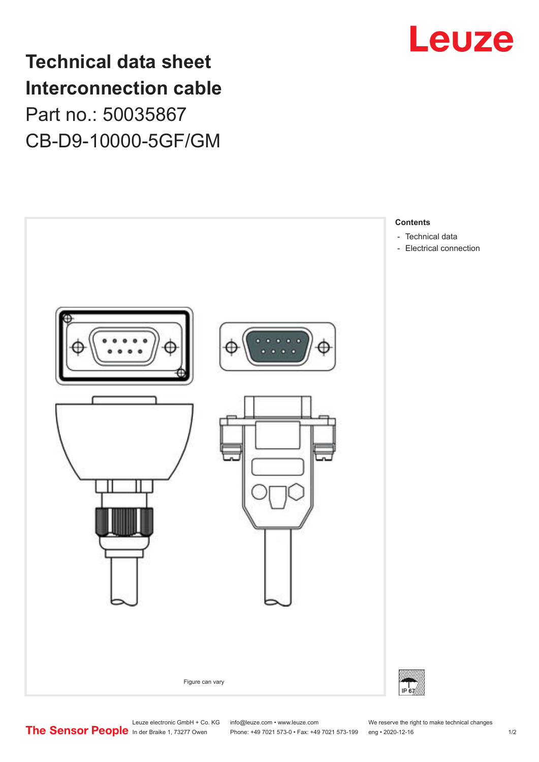# Technical data sheet
# Interconnection cable
## Part no.: 50035867
## CB-D9-10000-5GF/GM

Figure can vary

**Contents**

- Technical data
- Electrical connection

IP 67

Leuze electronic GmbH + Co. KG
In der Braike 1, 73277 Owen

info@leuze.com • www.leuze.com
Phone: +49 7021 573-0 • Fax: +49 7021 573-199

We reserve the right to make technical changes
eng • 2020-12-16

The Sensor People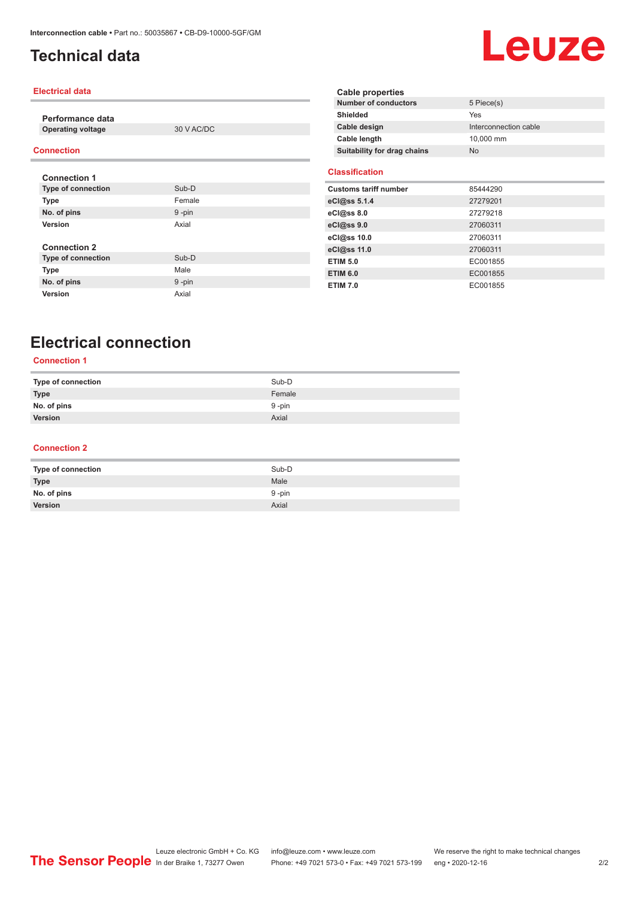# Technical data

## Electrical data

**Performance data**

| | |
|---|---|
| Operating voltage | 30 V AC/DC |

## Connection

**Connection 1**

| | |
|---|---|
| Type of connection | Sub-D |
| Type | Female |
| No. of pins | 9 -pin |
| Version | Axial |

**Connection 2**

| | |
|---|---|
| Type of connection | Sub-D |
| Type | Male |
| No. of pins | 9 -pin |
| Version | Axial |

**Cable properties**

| | |
|---|---|
| Number of conductors | 5 Piece(s) |
| Shielded | Yes |
| Cable design | Interconnection cable |
| Cable length | 10,000 mm |
| Suitability for drag chains | No |

## Classification

| | |
|---|---|
| Customs tariff number | 85444290 |
| eCl@ss 5.1.4 | 27279201 |
| eCl@ss 8.0 | 27279218 |
| eCl@ss 9.0 | 27060311 |
| eCl@ss 10.0 | 27060311 |
| eCl@ss 11.0 | 27060311 |
| ETIM 5.0 | EC001855 |
| ETIM 6.0 | EC001855 |
| ETIM 7.0 | EC001855 |

# Electrical connection

## Connection 1

| | |
|---|---|
| Type of connection | Sub-D |
| Type | Female |
| No. of pins | 9 -pin |
| Version | Axial |

## Connection 2

| | |
|---|---|
| Type of connection | Sub-D |
| Type | Male |
| No. of pins | 9 -pin |
| Version | Axial |